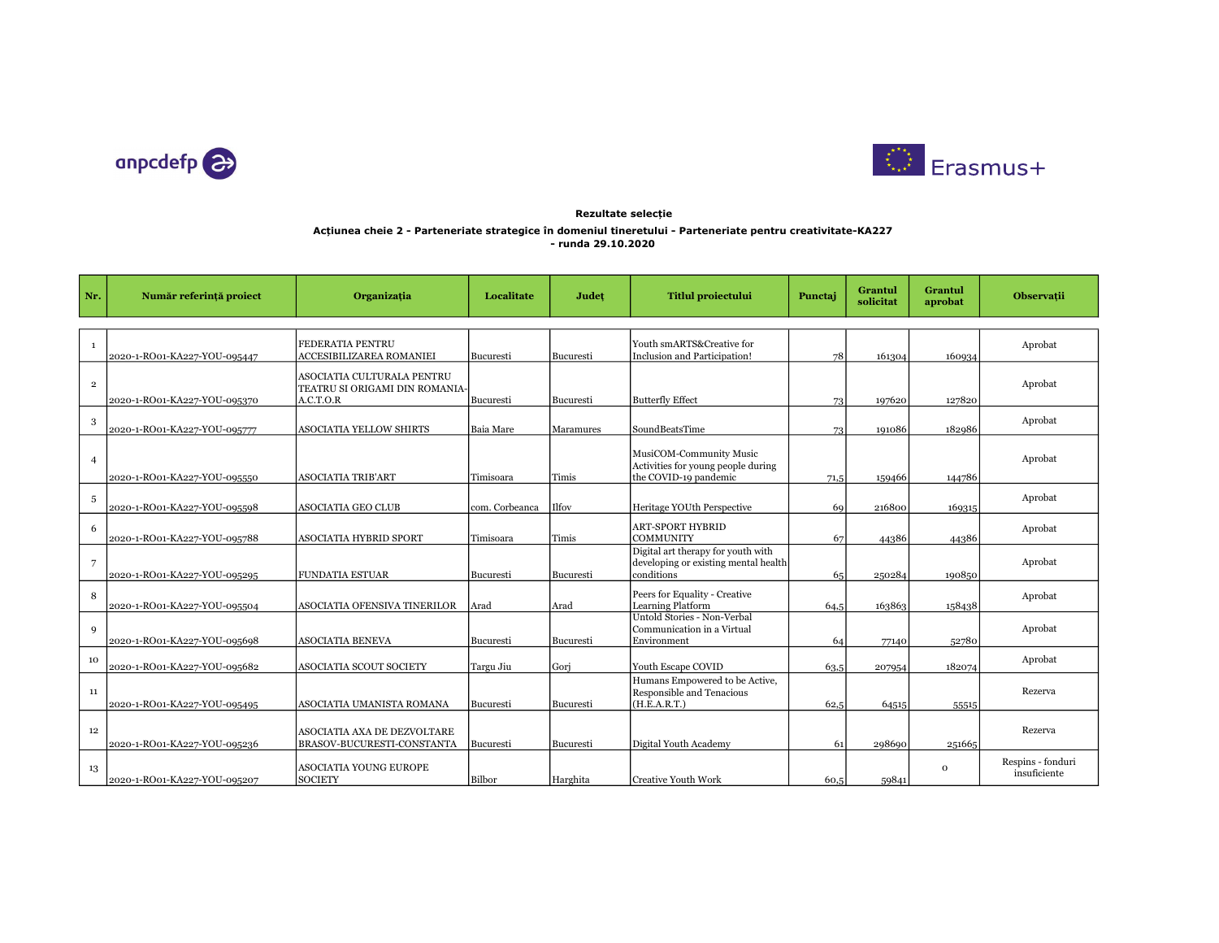anpcdefp

Erasmus+

**Rezultate selecție**

**Acțiunea cheie 2 - Parteneriate strategice în domeniul tineretului - Parteneriate pentru creativitate-KA227 - runda 29.10.2020**

| Nr. | Număr referință proiect | Organizația | Localitate | Județ | Titlul proiectului | Punctaj | Grantul solicitat | Grantul aprobat | Observații |
|---|---|---|---|---|---|---|---|---|---|
| 1 | 2020-1-RO01-KA227-YOU-095447 | FEDERATIA PENTRU ACCESIBILIZAREA ROMANIEI | Bucuresti | Bucuresti | Youth smARTS&Creative for Inclusion and Participation! | 78 | 161304 | 160934 | Aprobat |
| 2 | 2020-1-RO01-KA227-YOU-095370 | ASOCIATIA CULTURALA PENTRU TEATRU SI ORIGAMI DIN ROMANIA-A.C.T.O.R | Bucuresti | Bucuresti | Butterfly Effect | 73 | 197620 | 127820 | Aprobat |
| 3 | 2020-1-RO01-KA227-YOU-095777 | ASOCIATIA YELLOW SHIRTS | Baia Mare | Maramures | SoundBeatsTime | 73 | 191086 | 182986 | Aprobat |
| 4 | 2020-1-RO01-KA227-YOU-095550 | ASOCIATIA TRIB'ART | Timisoara | Timis | MusiCOM-Community Music Activities for young people during the COVID-19 pandemic | 71,5 | 159466 | 144786 | Aprobat |
| 5 | 2020-1-RO01-KA227-YOU-095598 | ASOCIATIA GEO CLUB | com. Corbeanca | Ilfov | Heritage YOUth Perspective | 69 | 216800 | 169315 | Aprobat |
| 6 | 2020-1-RO01-KA227-YOU-095788 | ASOCIATIA HYBRID SPORT | Timisoara | Timis | ART-SPORT HYBRID COMMUNITY | 67 | 44386 | 44386 | Aprobat |
| 7 | 2020-1-RO01-KA227-YOU-095295 | FUNDATIA ESTUAR | Bucuresti | Bucuresti | Digital art therapy for youth with developing or existing mental health conditions | 65 | 250284 | 190850 | Aprobat |
| 8 | 2020-1-RO01-KA227-YOU-095504 | ASOCIATIA OFENSIVA TINERILOR | Arad | Arad | Peers for Equality - Creative Learning Platform | 64,5 | 163863 | 158438 | Aprobat |
| 9 | 2020-1-RO01-KA227-YOU-095698 | ASOCIATIA BENEVA | Bucuresti | Bucuresti | Untold Stories - Non-Verbal Communication in a Virtual Environment | 64 | 77140 | 52780 | Aprobat |
| 10 | 2020-1-RO01-KA227-YOU-095682 | ASOCIATIA SCOUT SOCIETY | Targu Jiu | Gorj | Youth Escape COVID | 63,5 | 207954 | 182074 | Aprobat |
| 11 | 2020-1-RO01-KA227-YOU-095495 | ASOCIATIA UMANISTA ROMANA | Bucuresti | Bucuresti | Humans Empowered to be Active, Responsible and Tenacious (H.E.A.R.T.) | 62,5 | 64515 | 55515 | Rezerva |
| 12 | 2020-1-RO01-KA227-YOU-095236 | ASOCIATIA AXA DE DEZVOLTARE BRASOV-BUCURESTI-CONSTANTA | Bucuresti | Bucuresti | Digital Youth Academy | 61 | 298690 | 251665 | Rezerva |
| 13 | 2020-1-RO01-KA227-YOU-095207 | ASOCIATIA YOUNG EUROPE SOCIETY | Bilbor | Harghita | Creative Youth Work | 60,5 | 59841 | 0 | Respins - fonduri insuficiente |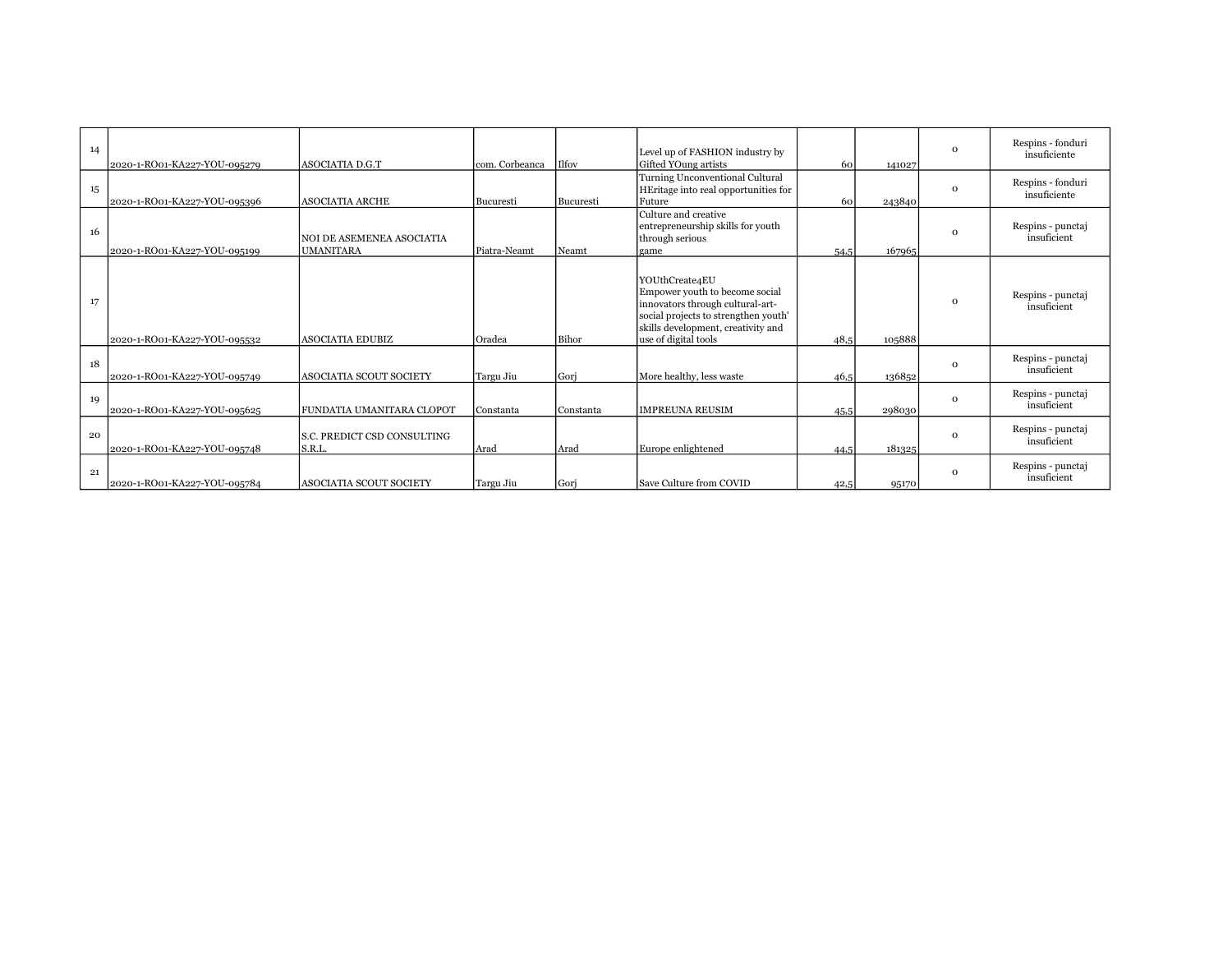| | | | | | | | | | |
|---|---|---|---|---|---|---|---|---|---|
| 14 | 2020-1-RO01-KA227-YOU-095279 | ASOCIATIA D.G.T | com. Corbeanca | Ilfov | Level up of FASHION industry by Gifted YOung artists | 60 | 141027 | 0 | Respins - fonduri insuficiente |
| 15 | 2020-1-RO01-KA227-YOU-095396 | ASOCIATIA ARCHE | Bucuresti | Bucuresti | Turning Unconventional Cultural HEritage into real opportunities for Future | 60 | 243840 | 0 | Respins - fonduri insuficiente |
| 16 | 2020-1-RO01-KA227-YOU-095199 | NOI DE ASEMENEA ASOCIATIA UMANITARA | Piatra-Neamt | Neamt | Culture and creative entrepreneurship skills for youth through serious game | 54,5 | 167965 | 0 | Respins - punctaj insuficient |
| 17 | 2020-1-RO01-KA227-YOU-095532 | ASOCIATIA EDUBIZ | Oradea | Bihor | YOUthCreate4EU Empower youth to become social innovators through cultural-art-social projects to strengthen youth' skills development, creativity and use of digital tools | 48,5 | 105888 | 0 | Respins - punctaj insuficient |
| 18 | 2020-1-RO01-KA227-YOU-095749 | ASOCIATIA SCOUT SOCIETY | Targu Jiu | Gorj | More healthy, less waste | 46,5 | 136852 | 0 | Respins - punctaj insuficient |
| 19 | 2020-1-RO01-KA227-YOU-095625 | FUNDATIA UMANITARA CLOPOT | Constanta | Constanta | IMPREUNA REUSIM | 45,5 | 298030 | 0 | Respins - punctaj insuficient |
| 20 | 2020-1-RO01-KA227-YOU-095748 | S.C. PREDICT CSD CONSULTING S.R.L. | Arad | Arad | Europe enlightened | 44,5 | 181325 | 0 | Respins - punctaj insuficient |
| 21 | 2020-1-RO01-KA227-YOU-095784 | ASOCIATIA SCOUT SOCIETY | Targu Jiu | Gorj | Save Culture from COVID | 42,5 | 95170 | 0 | Respins - punctaj insuficient |